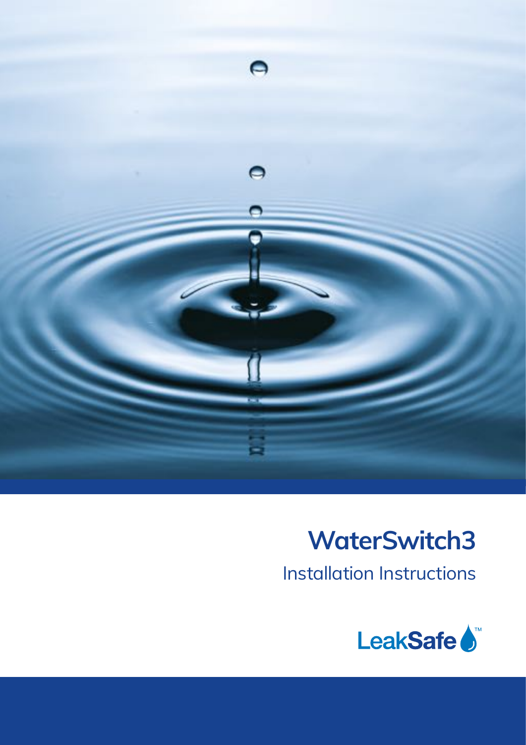# WaterSwitch3

Installation Instructions

LeakSafe™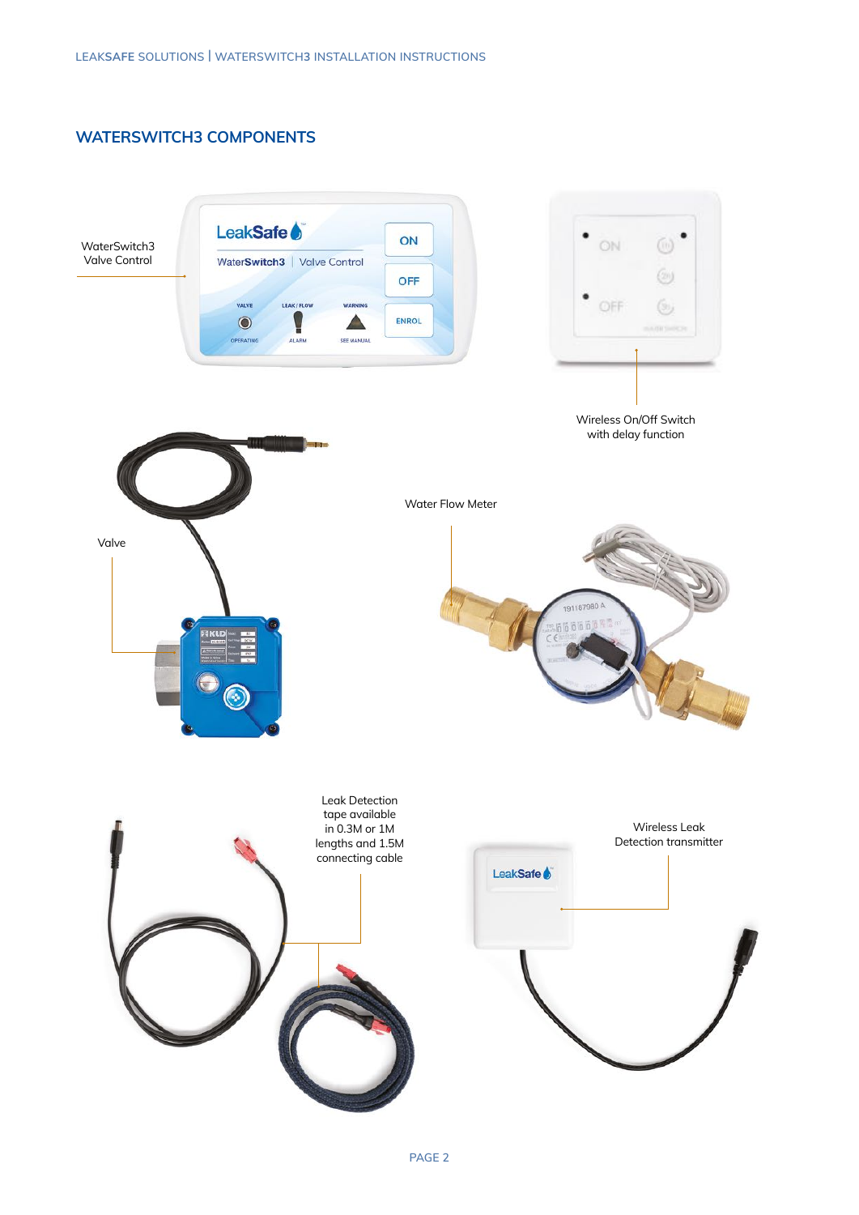## WATERSWITCH3 COMPONENTS

WaterSwitch3 Valve Control

Wireless On/Off Switch with delay function

Water Flow Meter

Valve

Leak Detection tape available in 0.3M or 1M lengths and 1.5M connecting cable

Wireless Leak Detection transmitter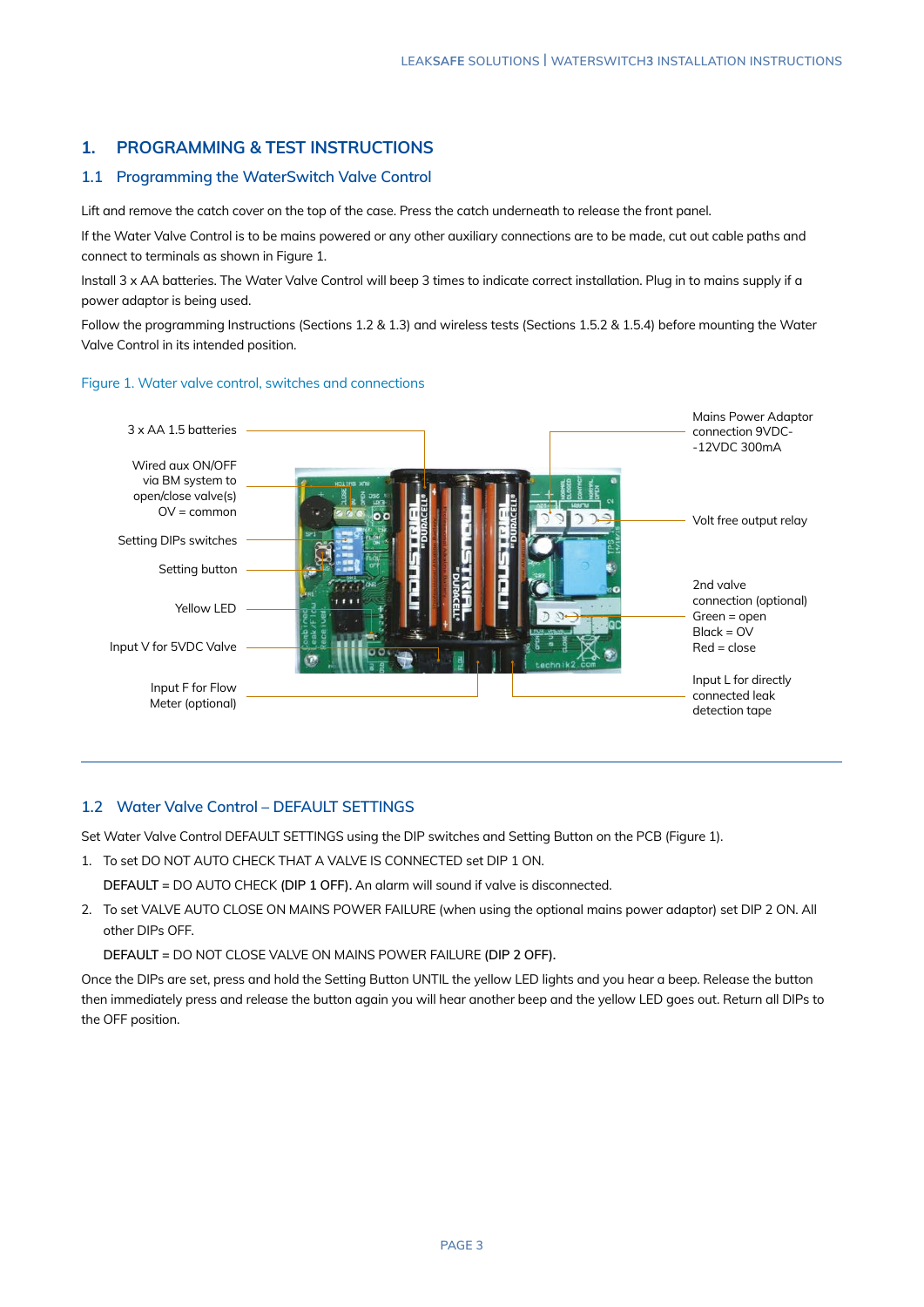# 1. PROGRAMMING & TEST INSTRUCTIONS

## 1.1 Programming the WaterSwitch Valve Control

Lift and remove the catch cover on the top of the case. Press the catch underneath to release the front panel.

If the Water Valve Control is to be mains powered or any other auxiliary connections are to be made, cut out cable paths and connect to terminals as shown in Figure 1.

Install 3 x AA batteries. The Water Valve Control will beep 3 times to indicate correct installation. Plug in to mains supply if a power adaptor is being used.

Follow the programming Instructions (Sections 1.2 & 1.3) and wireless tests (Sections 1.5.2 & 1.5.4) before mounting the Water Valve Control in its intended position.

Figure 1. Water valve control, switches and connections

3 x AA 1.5 batteries

Wired aux ON/OFF via BM system to open/close valve(s) OV = common

Setting DIPs switches

Setting button

Yellow LED

Input V for 5VDC Valve

Input F for Flow Meter (optional)

Mains Power Adaptor connection 9VDC--12VDC 300mA

Volt free output relay

2nd valve connection (optional) Green = open Black = OV Red = close

Input L for directly connected leak detection tape

## 1.2 Water Valve Control – DEFAULT SETTINGS

Set Water Valve Control DEFAULT SETTINGS using the DIP switches and Setting Button on the PCB (Figure 1).

1. To set DO NOT AUTO CHECK THAT A VALVE IS CONNECTED set DIP 1 ON.

   **DEFAULT** = DO AUTO CHECK **(DIP 1 OFF).** An alarm will sound if valve is disconnected.

2. To set VALVE AUTO CLOSE ON MAINS POWER FAILURE (when using the optional mains power adaptor) set DIP 2 ON. All other DIPs OFF.

   **DEFAULT** = DO NOT CLOSE VALVE ON MAINS POWER FAILURE **(DIP 2 OFF).**

Once the DIPs are set, press and hold the Setting Button UNTIL the yellow LED lights and you hear a beep. Release the button then immediately press and release the button again you will hear another beep and the yellow LED goes out. Return all DIPs to the OFF position.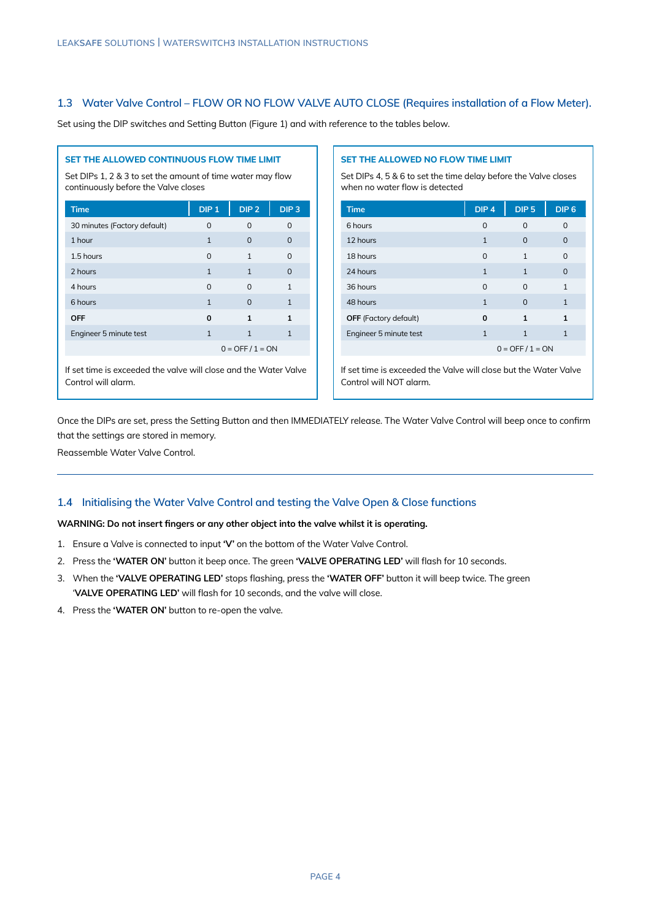## 1.3 Water Valve Control – FLOW OR NO FLOW VALVE AUTO CLOSE (Requires installation of a Flow Meter).

Set using the DIP switches and Setting Button (Figure 1) and with reference to the tables below.

### SET THE ALLOWED CONTINUOUS FLOW TIME LIMIT

Set DIPs 1, 2 & 3 to set the amount of time water may flow continuously before the Valve closes

| Time | DIP 1 | DIP 2 | DIP 3 |
|---|---|---|---|
| 30 minutes (Factory default) | 0 | 0 | 0 |
| 1 hour | 1 | 0 | 0 |
| 1.5 hours | 0 | 1 | 0 |
| 2 hours | 1 | 1 | 0 |
| 4 hours | 0 | 0 | 1 |
| 6 hours | 1 | 0 | 1 |
| **OFF** | **0** | **1** | **1** |
| Engineer 5 minute test | 1 | 1 | 1 |
| 0 = OFF / 1 = ON | | | |

If set time is exceeded the valve will close and the Water Valve Control will alarm.

### SET THE ALLOWED NO FLOW TIME LIMIT

Set DIPs 4, 5 & 6 to set the time delay before the Valve closes when no water flow is detected

| Time | DIP 4 | DIP 5 | DIP 6 |
|---|---|---|---|
| 6 hours | 0 | 0 | 0 |
| 12 hours | 1 | 0 | 0 |
| 18 hours | 0 | 1 | 0 |
| 24 hours | 1 | 1 | 0 |
| 36 hours | 0 | 0 | 1 |
| 48 hours | 1 | 0 | 1 |
| **OFF** (Factory default) | **0** | **1** | **1** |
| Engineer 5 minute test | 1 | 1 | 1 |
| 0 = OFF / 1 = ON | | | |

If set time is exceeded the Valve will close but the Water Valve Control will NOT alarm.

Once the DIPs are set, press the Setting Button and then IMMEDIATELY release. The Water Valve Control will beep once to confirm that the settings are stored in memory.

Reassemble Water Valve Control.

---

## 1.4 Initialising the Water Valve Control and testing the Valve Open & Close functions

**WARNING: Do not insert fingers or any other object into the valve whilst it is operating.**

1. Ensure a Valve is connected to input **'V'** on the bottom of the Water Valve Control.
2. Press the **'WATER ON'** button it beep once. The green **'VALVE OPERATING LED'** will flash for 10 seconds.
3. When the **'VALVE OPERATING LED'** stops flashing, press the **'WATER OFF'** button it will beep twice. The green '**VALVE OPERATING LED'** will flash for 10 seconds, and the valve will close.
4. Press the **'WATER ON'** button to re-open the valve.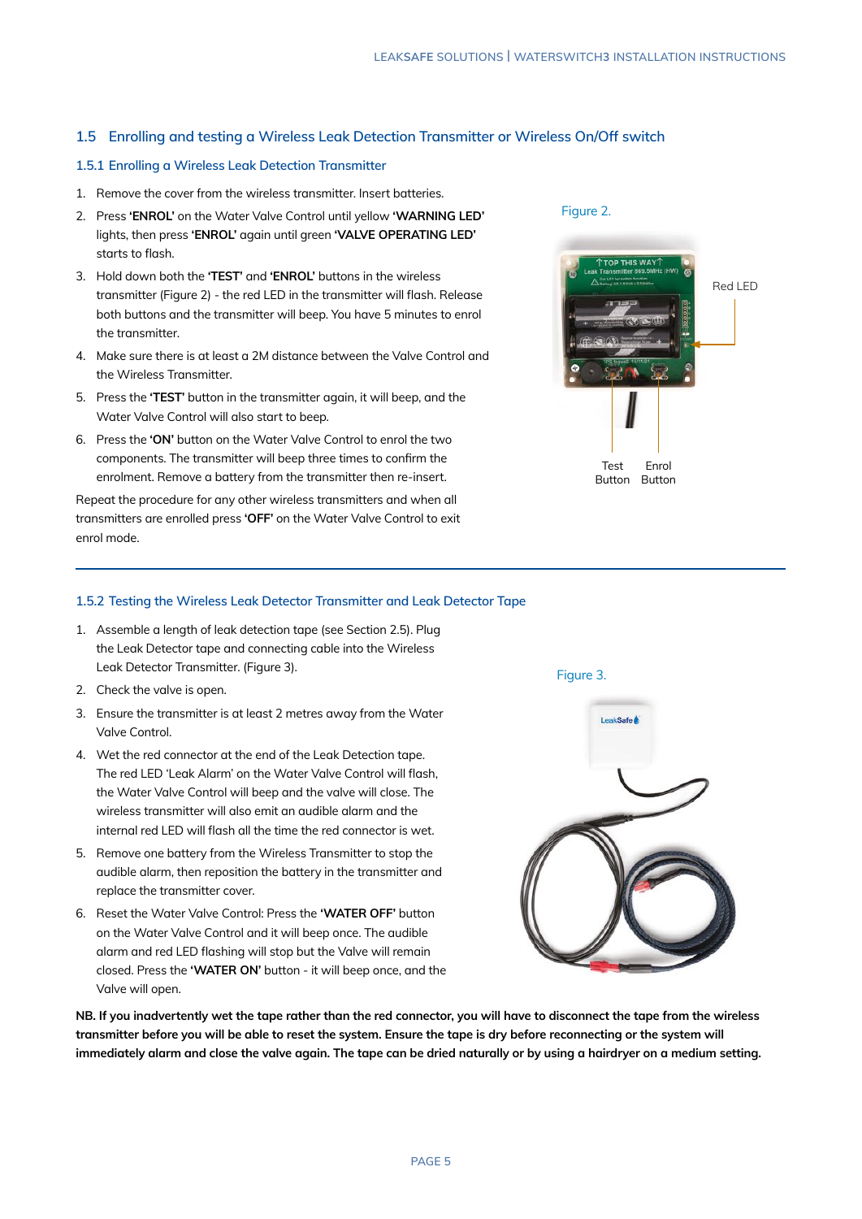## 1.5 Enrolling and testing a Wireless Leak Detection Transmitter or Wireless On/Off switch

### 1.5.1 Enrolling a Wireless Leak Detection Transmitter

1. Remove the cover from the wireless transmitter. Insert batteries.
2. Press **'ENROL'** on the Water Valve Control until yellow **'WARNING LED'** lights, then press **'ENROL'** again until green **'VALVE OPERATING LED'** starts to flash.
3. Hold down both the **'TEST'** and **'ENROL'** buttons in the wireless transmitter (Figure 2) - the red LED in the transmitter will flash. Release both buttons and the transmitter will beep. You have 5 minutes to enrol the transmitter.
4. Make sure there is at least a 2M distance between the Valve Control and the Wireless Transmitter.
5. Press the **'TEST'** button in the transmitter again, it will beep, and the Water Valve Control will also start to beep.
6. Press the **'ON'** button on the Water Valve Control to enrol the two components. The transmitter will beep three times to confirm the enrolment. Remove a battery from the transmitter then re-insert.

Repeat the procedure for any other wireless transmitters and when all transmitters are enrolled press **'OFF'** on the Water Valve Control to exit enrol mode.

Figure 2.

Red LED

Test Button

Enrol Button

### 1.5.2 Testing the Wireless Leak Detector Transmitter and Leak Detector Tape

1. Assemble a length of leak detection tape (see Section 2.5). Plug the Leak Detector tape and connecting cable into the Wireless Leak Detector Transmitter. (Figure 3).
2. Check the valve is open.
3. Ensure the transmitter is at least 2 metres away from the Water Valve Control.
4. Wet the red connector at the end of the Leak Detection tape. The red LED 'Leak Alarm' on the Water Valve Control will flash, the Water Valve Control will beep and the valve will close. The wireless transmitter will also emit an audible alarm and the internal red LED will flash all the time the red connector is wet.
5. Remove one battery from the Wireless Transmitter to stop the audible alarm, then reposition the battery in the transmitter and replace the transmitter cover.
6. Reset the Water Valve Control: Press the **'WATER OFF'** button on the Water Valve Control and it will beep once. The audible alarm and red LED flashing will stop but the Valve will remain closed. Press the **'WATER ON'** button - it will beep once, and the Valve will open.

Figure 3.

**NB. If you inadvertently wet the tape rather than the red connector, you will have to disconnect the tape from the wireless transmitter before you will be able to reset the system. Ensure the tape is dry before reconnecting or the system will immediately alarm and close the valve again. The tape can be dried naturally or by using a hairdryer on a medium setting.**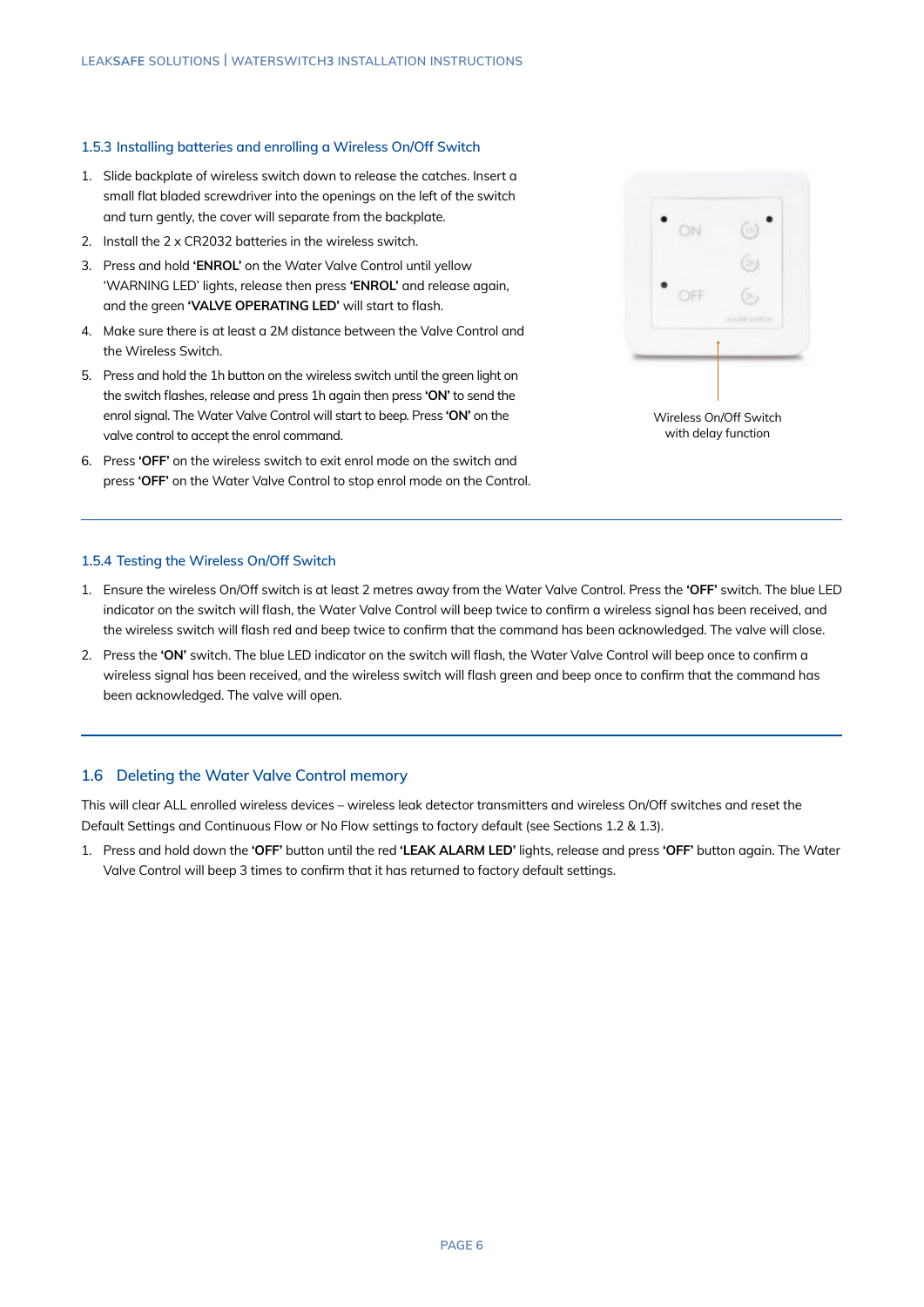### 1.5.3 Installing batteries and enrolling a Wireless On/Off Switch

1. Slide backplate of wireless switch down to release the catches. Insert a small flat bladed screwdriver into the openings on the left of the switch and turn gently, the cover will separate from the backplate.
2. Install the 2 x CR2032 batteries in the wireless switch.
3. Press and hold **'ENROL'** on the Water Valve Control until yellow 'WARNING LED' lights, release then press **'ENROL'** and release again, and the green **'VALVE OPERATING LED'** will start to flash.
4. Make sure there is at least a 2M distance between the Valve Control and the Wireless Switch.
5. Press and hold the 1h button on the wireless switch until the green light on the switch flashes, release and press 1h again then press **'ON'** to send the enrol signal. The Water Valve Control will start to beep. Press **'ON'** on the valve control to accept the enrol command.
6. Press **'OFF'** on the wireless switch to exit enrol mode on the switch and press **'OFF'** on the Water Valve Control to stop enrol mode on the Control.

Wireless On/Off Switch with delay function

### 1.5.4 Testing the Wireless On/Off Switch

1. Ensure the wireless On/Off switch is at least 2 metres away from the Water Valve Control. Press the **'OFF'** switch. The blue LED indicator on the switch will flash, the Water Valve Control will beep twice to confirm a wireless signal has been received, and the wireless switch will flash red and beep twice to confirm that the command has been acknowledged. The valve will close.
2. Press the **'ON'** switch. The blue LED indicator on the switch will flash, the Water Valve Control will beep once to confirm a wireless signal has been received, and the wireless switch will flash green and beep once to confirm that the command has been acknowledged. The valve will open.

## 1.6 Deleting the Water Valve Control memory

This will clear ALL enrolled wireless devices – wireless leak detector transmitters and wireless On/Off switches and reset the Default Settings and Continuous Flow or No Flow settings to factory default (see Sections 1.2 & 1.3).

1. Press and hold down the **'OFF'** button until the red **'LEAK ALARM LED'** lights, release and press **'OFF'** button again. The Water Valve Control will beep 3 times to confirm that it has returned to factory default settings.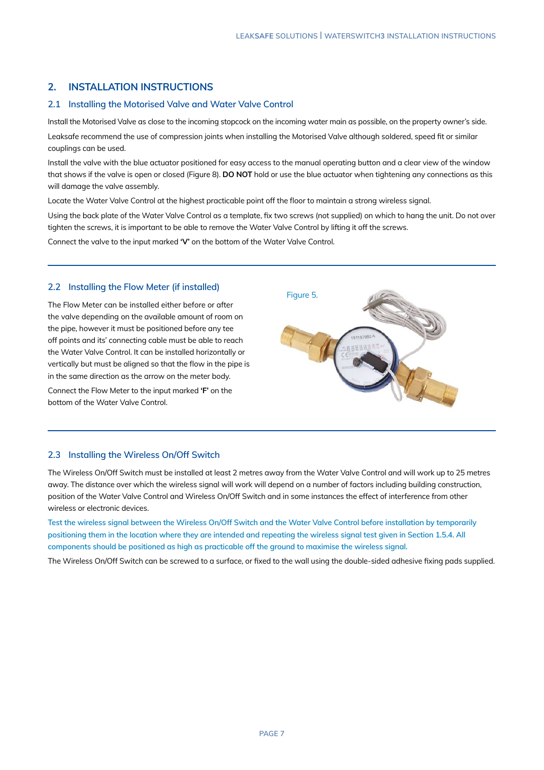## 2. INSTALLATION INSTRUCTIONS

### 2.1 Installing the Motorised Valve and Water Valve Control

Install the Motorised Valve as close to the incoming stopcock on the incoming water main as possible, on the property owner's side.

Leaksafe recommend the use of compression joints when installing the Motorised Valve although soldered, speed fit or similar couplings can be used.

Install the valve with the blue actuator positioned for easy access to the manual operating button and a clear view of the window that shows if the valve is open or closed (Figure 8). **DO NOT** hold or use the blue actuator when tightening any connections as this will damage the valve assembly.

Locate the Water Valve Control at the highest practicable point off the floor to maintain a strong wireless signal.

Using the back plate of the Water Valve Control as a template, fix two screws (not supplied) on which to hang the unit. Do not over tighten the screws, it is important to be able to remove the Water Valve Control by lifting it off the screws.

Connect the valve to the input marked **'V'** on the bottom of the Water Valve Control.

### 2.2 Installing the Flow Meter (if installed)

The Flow Meter can be installed either before or after the valve depending on the available amount of room on the pipe, however it must be positioned before any tee off points and its' connecting cable must be able to reach the Water Valve Control. It can be installed horizontally or vertically but must be aligned so that the flow in the pipe is in the same direction as the arrow on the meter body.

Connect the Flow Meter to the input marked **'F'** on the bottom of the Water Valve Control.

Figure 5.

### 2.3 Installing the Wireless On/Off Switch

The Wireless On/Off Switch must be installed at least 2 metres away from the Water Valve Control and will work up to 25 metres away. The distance over which the wireless signal will work will depend on a number of factors including building construction, position of the Water Valve Control and Wireless On/Off Switch and in some instances the effect of interference from other wireless or electronic devices.

Test the wireless signal between the Wireless On/Off Switch and the Water Valve Control before installation by temporarily positioning them in the location where they are intended and repeating the wireless signal test given in Section 1.5.4. All components should be positioned as high as practicable off the ground to maximise the wireless signal.

The Wireless On/Off Switch can be screwed to a surface, or fixed to the wall using the double-sided adhesive fixing pads supplied.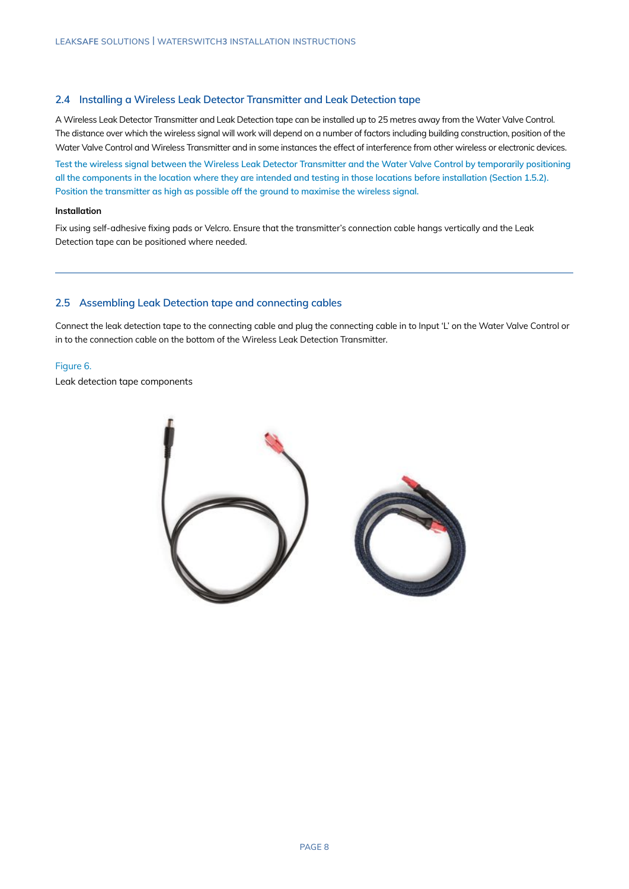## 2.4 Installing a Wireless Leak Detector Transmitter and Leak Detection tape

A Wireless Leak Detector Transmitter and Leak Detection tape can be installed up to 25 metres away from the Water Valve Control. The distance over which the wireless signal will work will depend on a number of factors including building construction, position of the Water Valve Control and Wireless Transmitter and in some instances the effect of interference from other wireless or electronic devices.

Test the wireless signal between the Wireless Leak Detector Transmitter and the Water Valve Control by temporarily positioning all the components in the location where they are intended and testing in those locations before installation (Section 1.5.2). Position the transmitter as high as possible off the ground to maximise the wireless signal.

**Installation**

Fix using self-adhesive fixing pads or Velcro. Ensure that the transmitter's connection cable hangs vertically and the Leak Detection tape can be positioned where needed.

---

## 2.5 Assembling Leak Detection tape and connecting cables

Connect the leak detection tape to the connecting cable and plug the connecting cable in to Input 'L' on the Water Valve Control or in to the connection cable on the bottom of the Wireless Leak Detection Transmitter.

Figure 6.

Leak detection tape components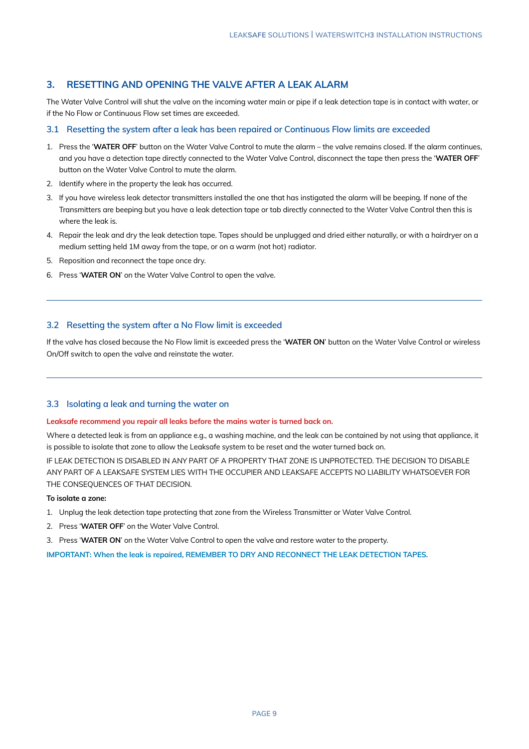## 3. RESETTING AND OPENING THE VALVE AFTER A LEAK ALARM

The Water Valve Control will shut the valve on the incoming water main or pipe if a leak detection tape is in contact with water, or if the No Flow or Continuous Flow set times are exceeded.

### 3.1 Resetting the system after a leak has been repaired or Continuous Flow limits are exceeded

1. Press the '**WATER OFF**' button on the Water Valve Control to mute the alarm – the valve remains closed. If the alarm continues, and you have a detection tape directly connected to the Water Valve Control, disconnect the tape then press the '**WATER OFF**' button on the Water Valve Control to mute the alarm.
2. Identify where in the property the leak has occurred.
3. If you have wireless leak detector transmitters installed the one that has instigated the alarm will be beeping. If none of the Transmitters are beeping but you have a leak detection tape or tab directly connected to the Water Valve Control then this is where the leak is.
4. Repair the leak and dry the leak detection tape. Tapes should be unplugged and dried either naturally, or with a hairdryer on a medium setting held 1M away from the tape, or on a warm (not hot) radiator.
5. Reposition and reconnect the tape once dry.
6. Press '**WATER ON**' on the Water Valve Control to open the valve.

---

### 3.2 Resetting the system after a No Flow limit is exceeded

If the valve has closed because the No Flow limit is exceeded press the '**WATER ON**' button on the Water Valve Control or wireless On/Off switch to open the valve and reinstate the water.

---

### 3.3 Isolating a leak and turning the water on

**Leaksafe recommend you repair all leaks before the mains water is turned back on.**

Where a detected leak is from an appliance e.g., a washing machine, and the leak can be contained by not using that appliance, it is possible to isolate that zone to allow the Leaksafe system to be reset and the water turned back on.

IF LEAK DETECTION IS DISABLED IN ANY PART OF A PROPERTY THAT ZONE IS UNPROTECTED. THE DECISION TO DISABLE ANY PART OF A LEAKSAFE SYSTEM LIES WITH THE OCCUPIER AND LEAKSAFE ACCEPTS NO LIABILITY WHATSOEVER FOR THE CONSEQUENCES OF THAT DECISION.

**To isolate a zone:**

1. Unplug the leak detection tape protecting that zone from the Wireless Transmitter or Water Valve Control.
2. Press '**WATER OFF**' on the Water Valve Control.
3. Press '**WATER ON**' on the Water Valve Control to open the valve and restore water to the property.

**IMPORTANT: When the leak is repaired, REMEMBER TO DRY AND RECONNECT THE LEAK DETECTION TAPES.**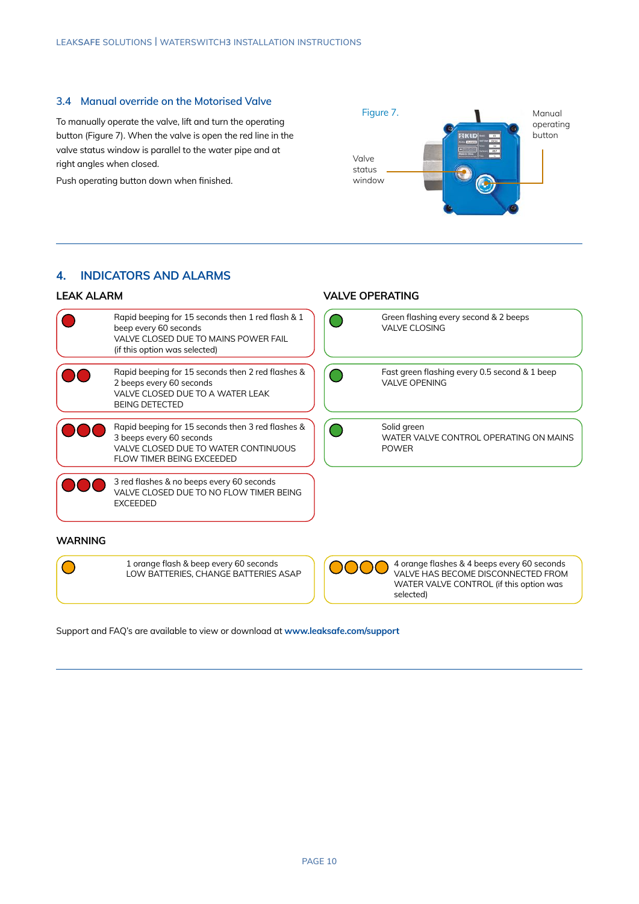## 3.4 Manual override on the Motorised Valve

To manually operate the valve, lift and turn the operating button (Figure 7). When the valve is open the red line in the valve status window is parallel to the water pipe and at right angles when closed.

Push operating button down when finished.

Figure 7.

Valve status window

Manual operating button

# 4. INDICATORS AND ALARMS

## LEAK ALARM

| Indicator | Description |
|---|---|
| 1 red | Rapid beeping for 15 seconds then 1 red flash & 1 beep every 60 seconds<br>VALVE CLOSED DUE TO MAINS POWER FAIL<br>(if this option was selected) |
| 2 red | Rapid beeping for 15 seconds then 2 red flashes & 2 beeps every 60 seconds<br>VALVE CLOSED DUE TO A WATER LEAK BEING DETECTED |
| 3 red | Rapid beeping for 15 seconds then 3 red flashes & 3 beeps every 60 seconds<br>VALVE CLOSED DUE TO WATER CONTINUOUS FLOW TIMER BEING EXCEEDED |
| 3 red | 3 red flashes & no beeps every 60 seconds<br>VALVE CLOSED DUE TO NO FLOW TIMER BEING EXCEEDED |

## VALVE OPERATING

| Indicator | Description |
|---|---|
| 1 green | Green flashing every second & 2 beeps<br>VALVE CLOSING |
| 1 green | Fast green flashing every 0.5 second & 1 beep<br>VALVE OPENING |
| 1 green | Solid green<br>WATER VALVE CONTROL OPERATING ON MAINS POWER |

## WARNING

| Indicator | Description |
|---|---|
| 1 orange | 1 orange flash & beep every 60 seconds<br>LOW BATTERIES, CHANGE BATTERIES ASAP |
| 4 orange | 4 orange flashes & 4 beeps every 60 seconds<br>VALVE HAS BECOME DISCONNECTED FROM WATER VALVE CONTROL (if this option was selected) |

Support and FAQ's are available to view or download at **www.leaksafe.com/support**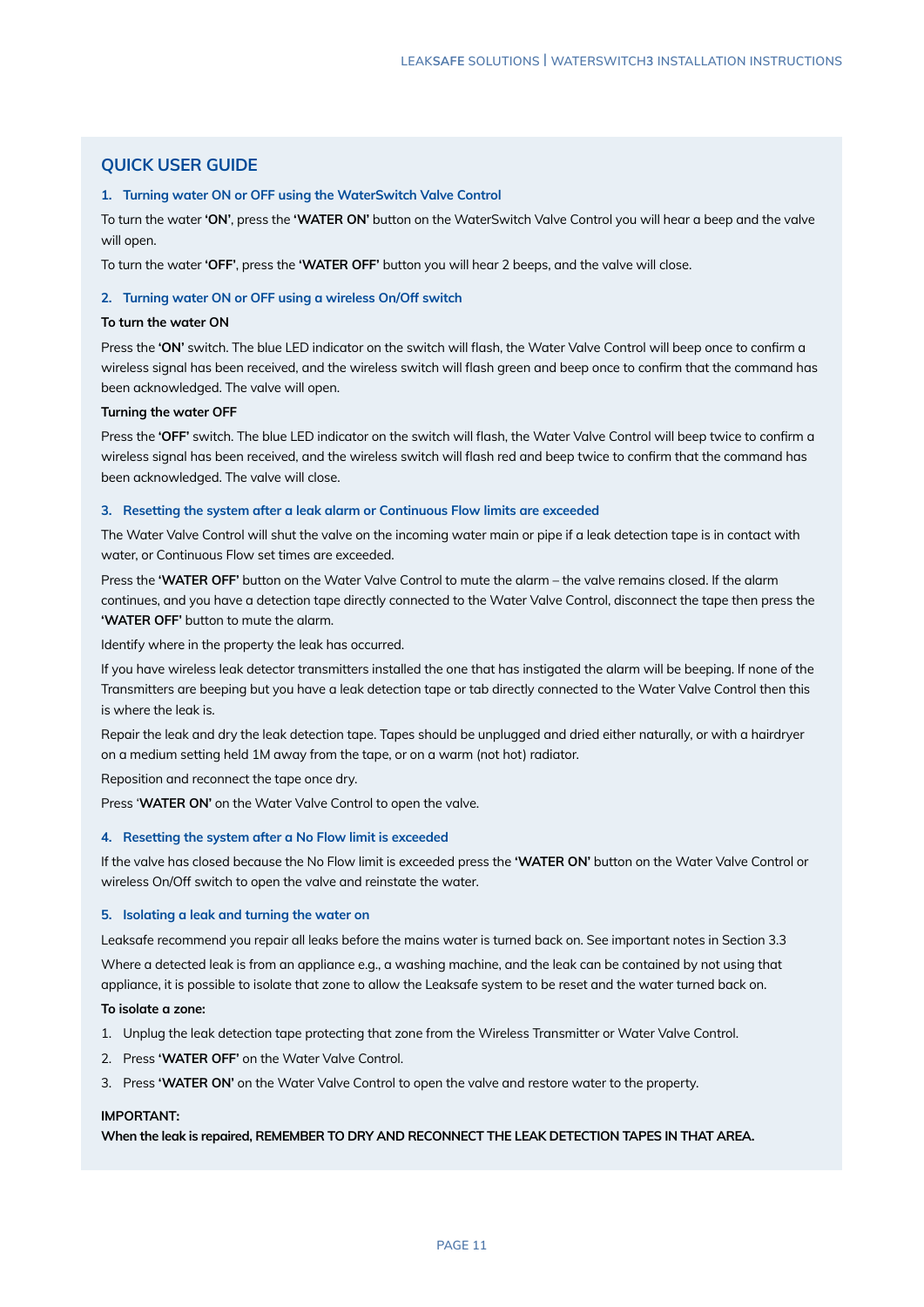## QUICK USER GUIDE

### 1. Turning water ON or OFF using the WaterSwitch Valve Control

To turn the water **'ON'**, press the **'WATER ON'** button on the WaterSwitch Valve Control you will hear a beep and the valve will open.

To turn the water **'OFF'**, press the **'WATER OFF'** button you will hear 2 beeps, and the valve will close.

### 2. Turning water ON or OFF using a wireless On/Off switch

**To turn the water ON**

Press the **'ON'** switch. The blue LED indicator on the switch will flash, the Water Valve Control will beep once to confirm a wireless signal has been received, and the wireless switch will flash green and beep once to confirm that the command has been acknowledged. The valve will open.

**Turning the water OFF**

Press the **'OFF'** switch. The blue LED indicator on the switch will flash, the Water Valve Control will beep twice to confirm a wireless signal has been received, and the wireless switch will flash red and beep twice to confirm that the command has been acknowledged. The valve will close.

### 3. Resetting the system after a leak alarm or Continuous Flow limits are exceeded

The Water Valve Control will shut the valve on the incoming water main or pipe if a leak detection tape is in contact with water, or Continuous Flow set times are exceeded.

Press the **'WATER OFF'** button on the Water Valve Control to mute the alarm – the valve remains closed. If the alarm continues, and you have a detection tape directly connected to the Water Valve Control, disconnect the tape then press the **'WATER OFF'** button to mute the alarm.

Identify where in the property the leak has occurred.

If you have wireless leak detector transmitters installed the one that has instigated the alarm will be beeping. If none of the Transmitters are beeping but you have a leak detection tape or tab directly connected to the Water Valve Control then this is where the leak is.

Repair the leak and dry the leak detection tape. Tapes should be unplugged and dried either naturally, or with a hairdryer on a medium setting held 1M away from the tape, or on a warm (not hot) radiator.

Reposition and reconnect the tape once dry.

Press '**WATER ON'** on the Water Valve Control to open the valve.

### 4. Resetting the system after a No Flow limit is exceeded

If the valve has closed because the No Flow limit is exceeded press the **'WATER ON'** button on the Water Valve Control or wireless On/Off switch to open the valve and reinstate the water.

### 5. Isolating a leak and turning the water on

Leaksafe recommend you repair all leaks before the mains water is turned back on. See important notes in Section 3.3

Where a detected leak is from an appliance e.g., a washing machine, and the leak can be contained by not using that appliance, it is possible to isolate that zone to allow the Leaksafe system to be reset and the water turned back on.

**To isolate a zone:**

1. Unplug the leak detection tape protecting that zone from the Wireless Transmitter or Water Valve Control.
2. Press **'WATER OFF'** on the Water Valve Control.
3. Press **'WATER ON'** on the Water Valve Control to open the valve and restore water to the property.

**IMPORTANT:**
**When the leak is repaired, REMEMBER TO DRY AND RECONNECT THE LEAK DETECTION TAPES IN THAT AREA.**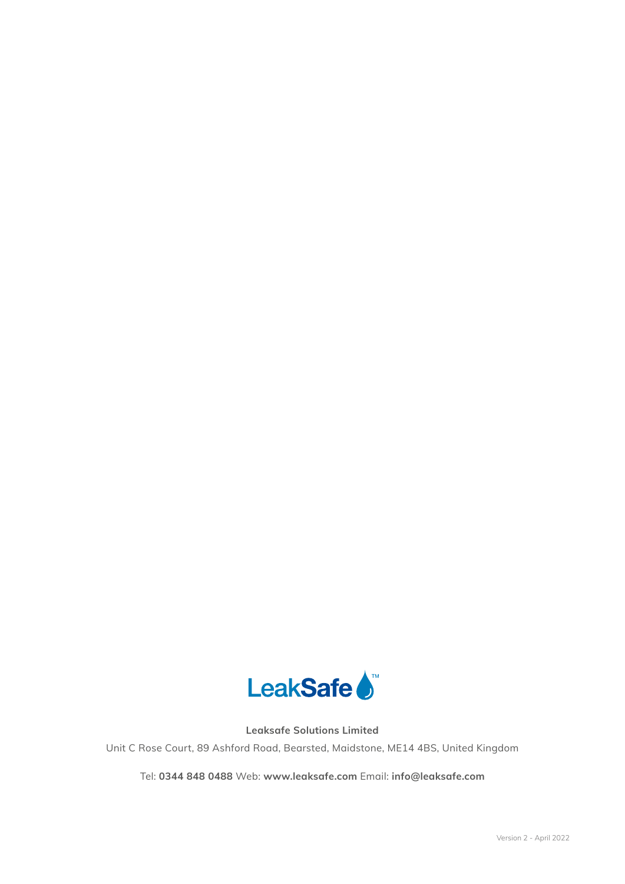LeakSafe™

**Leaksafe Solutions Limited**

Unit C Rose Court, 89 Ashford Road, Bearsted, Maidstone, ME14 4BS, United Kingdom

Tel: **0344 848 0488** Web: **www.leaksafe.com** Email: **info@leaksafe.com**

Version 2 - April 2022